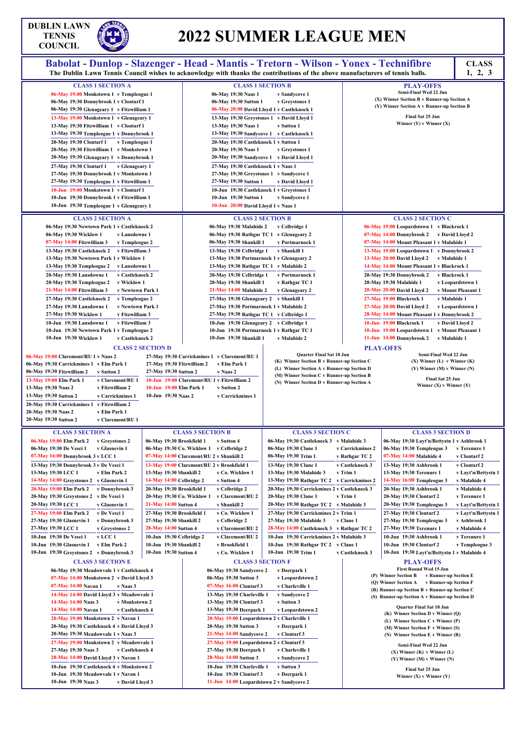# DUBLIN LAWN TENNIS COUNCIL

# 2022 SUMMER LEAGUE MEN

**Babolat - Dunlop - Slazenger - Head - Mantis - Tretorn - Wilson - Yonex - Technifibre**

The Dublin Lawn Tennis Council wishes to acknowledge with thanks the contributions of the above manufacturers of tennis balls.

**CLASS 1, 2, 3**

## CLASS 1 SECTION A

| Date | Time | Home | | Away |
|---|---|---|---|---|
| 06-May | 19:00 | Monkstown 1 | v | Templeogue 1 |
| 06-May | 19:30 | Donnybrook 1 | v | Clontarf 1 |
| 06-May | 19:30 | Glenageary 1 | v | Fitzwilliam 1 |
| 13-May | 19:00 | Monkstown 1 | v | Glenageary 1 |
| 13-May | 19:30 | Fitzwilliam 1 | v | Clontarf 1 |
| 13-May | 19:30 | Templeogue 1 | v | Donnybrook 1 |
| 20-May | 19:30 | Clontarf 1 | v | Templeogue 1 |
| 20-May | 19:30 | Fitzwilliam 1 | v | Monkstown 1 |
| 20-May | 19:30 | Glenageary 1 | v | Donnybrook 1 |
| 27-May | 19:30 | Clontarf 1 | v | Glenageary 1 |
| 27-May | 19:30 | Donnybrook 1 | v | Monkstown 1 |
| 27-May | 19:30 | Templeogue 1 | v | Fitzwilliam 1 |
| 10-Jun | 19:00 | Monkstown 1 | v | Clontarf 1 |
| 10-Jun | 19:30 | Donnybrook 1 | v | Fitzwilliam 1 |
| 10-Jun | 19:30 | Templeogue 1 | v | Glenageary 1 |

## CLASS 1 SECTION B

| Date | Time | Home | | Away |
|---|---|---|---|---|
| 06-May | 19:30 | Naas 1 | v | Sandycove 1 |
| 06-May | 19:30 | Sutton 1 | v | Greystones 1 |
| 06-May | 20:00 | David Lloyd 1 | v | Castleknock 1 |
| 13-May | 19:30 | Greystones 1 | v | David Lloyd 1 |
| 13-May | 19:30 | Naas 1 | v | Sutton 1 |
| 13-May | 19:30 | Sandycove 1 | v | Castleknock 1 |
| 20-May | 19:30 | Castleknock 1 | v | Sutton 1 |
| 20-May | 19:30 | Naas 1 | v | Greystones 1 |
| 20-May | 19:30 | Sandycove 1 | v | David Lloyd 1 |
| 27-May | 19:30 | Castleknock 1 | v | Naas 1 |
| 27-May | 19:30 | Greystones 1 | v | Sandycove 1 |
| 27-May | 19:30 | Sutton 1 | v | David Lloyd 1 |
| 10-Jun | 19:30 | Castleknock 1 | v | Greystones 1 |
| 10-Jun | 19:30 | Sutton 1 | v | Sandycove 1 |
| 10-Jun | 20:00 | David Lloyd 1 | v | Naas 1 |

## PLAY-OFFS (Class 1)

**Semi-Final Wed 22 Jun**

(X) Winner Section B v Runner-up Section A

(Y) Winner Section A v Runner-up Section B

**Final Sat 25 Jun**

Winner (Y) v Winner (X)

## CLASS 2 SECTION A

| Date | Time | Home | | Away |
|---|---|---|---|---|
| 06-May | 19:30 | Newtown Park 1 | v | Castleknock 2 |
| 06-May | 19:30 | Wicklow 1 | v | Lansdowne 1 |
| 07-May | 14:00 | Fitzwilliam 3 | v | Templeogue 2 |
| 13-May | 19:30 | Castleknock 2 | v | Fitzwilliam 3 |
| 13-May | 19:30 | Newtown Park 1 | v | Wicklow 1 |
| 13-May | 19:30 | Templeogue 2 | v | Lansdowne 1 |
| 20-May | 19:30 | Lansdowne 1 | v | Castleknock 2 |
| 20-May | 19:30 | Templeogue 2 | v | Wicklow 1 |
| 21-May | 14:00 | Fitzwilliam 3 | v | Newtown Park 1 |
| 27-May | 19:30 | Castleknock 2 | v | Templeogue 2 |
| 27-May | 19:30 | Lansdowne 1 | v | Newtown Park 1 |
| 27-May | 19:30 | Wicklow 1 | v | Fitzwilliam 3 |
| 10-Jun | 19:30 | Lansdowne 1 | v | Fitzwilliam 3 |
| 10-Jun | 19:30 | Newtown Park 1 | v | Templeogue 2 |
| 10-Jun | 19:30 | Wicklow 1 | v | Castleknock 2 |

## CLASS 2 SECTION B

| Date | Time | Home | | Away |
|---|---|---|---|---|
| 06-May | 19:30 | Malahide 2 | v | Celbridge 1 |
| 06-May | 19:30 | Rathgar TC 1 | v | Glenageary 2 |
| 06-May | 19:30 | Shankill 1 | v | Portmarnock 1 |
| 13-May | 19:30 | Celbridge 1 | v | Shankill 1 |
| 13-May | 19:30 | Portmarnock 1 | v | Glenageary 2 |
| 13-May | 19:30 | Rathgar TC 1 | v | Malahide 2 |
| 20-May | 19:30 | Celbridge 1 | v | Portmarnock 1 |
| 20-May | 19:30 | Shankill 1 | v | Rathgar TC 1 |
| 21-May | 14:00 | Malahide 2 | v | Glenageary 2 |
| 27-May | 19:30 | Glenageary 2 | v | Shankill 1 |
| 27-May | 19:30 | Portmarnock 1 | v | Malahide 2 |
| 27-May | 19:30 | Rathgar TC 1 | v | Celbridge 1 |
| 10-Jun | 19:30 | Glenageary 2 | v | Celbridge 1 |
| 10-Jun | 19:30 | Portmarnock 1 | v | Rathgar TC 1 |
| 10-Jun | 19:30 | Shankill 1 | v | Malahide 2 |

## CLASS 2 SECTION C

| Date | Time | Home | | Away |
|---|---|---|---|---|
| 06-May | 19:00 | Leopardstown 1 | v | Blackrock 1 |
| 07-May | 14:00 | Donnybrook 2 | v | David Lloyd 2 |
| 07-May | 14:00 | Mount Pleasant 1 | v | Malahide 1 |
| 13-May | 19:00 | Leopardstown 1 | v | Donnybrook 2 |
| 13-May | 20:00 | David Lloyd 2 | v | Malahide 1 |
| 14-May | 14:00 | Mount Pleasant 1 | v | Blackrock 1 |
| 20-May | 19:30 | Donnybrook 2 | v | Blackrock 1 |
| 20-May | 19:30 | Malahide 1 | v | Leopardstown 1 |
| 20-May | 20:00 | David Lloyd 2 | v | Mount Pleasant 1 |
| 27-May | 19:00 | Blackrock 1 | v | Malahide 1 |
| 27-May | 20:00 | David Lloyd 2 | v | Leopardstown 1 |
| 28-May | 14:00 | Mount Pleasant 1 | v | Donnybrook 2 |
| 10-Jun | 19:00 | Blackrock 1 | v | David Lloyd 2 |
| 10-Jun | 19:00 | Leopardstown 1 | v | Mount Pleasant 1 |
| 11-Jun | 14:00 | Donnybrook 2 | v | Malahide 1 |

## CLASS 2 SECTION D

| Date | Time | Home | | Away |
|---|---|---|---|---|
| 06-May | 19:00 | Claremont/RU 1 | v | Naas 2 |
| 06-May | 19:30 | Carrickmines 1 | v | Elm Park 1 |
| 06-May | 19:30 | Fitzwilliam 2 | v | Sutton 2 |
| 13-May | 19:00 | Elm Park 1 | v | Claremont/RU 1 |
| 13-May | 19:30 | Naas 2 | v | Fitzwilliam 2 |
| 13-May | 19:30 | Sutton 2 | v | Carrickmines 1 |
| 20-May | 19:30 | Carrickmines 1 | v | Fitzwilliam 2 |
| 20-May | 19:30 | Naas 2 | v | Elm Park 1 |
| 20-May | 19:30 | Sutton 2 | v | Claremont/RU 1 |
| 27-May | 19:30 | Carrickmines 1 | v | Claremont/RU 1 |
| 27-May | 19:30 | Fitzwilliam 2 | v | Elm Park 1 |
| 27-May | 19:30 | Sutton 2 | v | Naas 2 |
| 10-Jun | 19:00 | Claremont/RU 1 | v | Fitzwilliam 2 |
| 10-Jun | 19:00 | Elm Park 1 | v | Sutton 2 |
| 10-Jun | 19:30 | Naas 2 | v | Carrickmines 1 |

## PLAY-OFFS (Class 2)

**Quarter Final Sat 18 Jun**

(K) Winner Section B v Runner-up Section C

(L) Winner Section A v Runner-up Section D

(M) Winner Section C v Runner-up Section B

(N) Winner Section D v Runner-up Section A

**Semi-Final Wed 22 Jun**

(X) Winner (L) v Winner (K)

(Y) Winner (M) v Winner (N)

**Final Sat 25 Jun**

Winner (X) v Winner (Y)

## CLASS 3 SECTION A

| Date | Time | Home | | Away |
|---|---|---|---|---|
| 06-May | 19:00 | Elm Park 2 | v | Greystones 2 |
| 06-May | 19:30 | De Vesci 1 | v | Glasnevin 1 |
| 07-May | 16:00 | Donnybrook 3 | v | LCC 1 |
| 13-May | 19:30 | Donnybrook 3 | v | De Vesci 1 |
| 13-May | 19:30 | LCC 1 | v | Elm Park 2 |
| 14-May | 14:00 | Greystones 2 | v | Glasnevin 1 |
| 20-May | 19:00 | Elm Park 2 | v | Donnybrook 3 |
| 20-May | 19:30 | Greystones 2 | v | De Vesci 1 |
| 20-May | 19:30 | LCC 1 | v | Glasnevin 1 |
| 27-May | 19:00 | Elm Park 2 | v | De Vesci 1 |
| 27-May | 19:30 | Glasnevin 1 | v | Donnybrook 3 |
| 27-May | 19:30 | LCC 1 | v | Greystones 2 |
| 10-Jun | 19:30 | De Vesci 1 | v | LCC 1 |
| 10-Jun | 19:30 | Glasnevin 1 | v | Elm Park 2 |
| 10-Jun | 19:30 | Greystones 2 | v | Donnybrook 3 |

## CLASS 3 SECTION B

| Date | Time | Home | | Away |
|---|---|---|---|---|
| 06-May | 19:30 | Brookfield 1 | v | Sutton 4 |
| 06-May | 19:30 | Co. Wicklow 1 | v | Celbridge 2 |
| 07-May | 14:00 | Claremont/RU 2 | v | Shankill 2 |
| 13-May | 19:00 | Claremont/RU 2 | v | Brookfield 1 |
| 13-May | 19:30 | Shankill 2 | v | Co. Wicklow 1 |
| 14-May | 14:00 | Celbridge 2 | v | Sutton 4 |
| 20-May | 19:30 | Brookfield 1 | v | Celbridge 2 |
| 20-May | 19:30 | Co. Wicklow 1 | v | Claremont/RU 2 |
| 21-May | 14:00 | Sutton 4 | v | Shankill 2 |
| 27-May | 19:30 | Brookfield 1 | v | Co. Wicklow 1 |
| 27-May | 19:30 | Shankill 2 | v | Celbridge 2 |
| 28-May | 14:00 | Sutton 4 | v | Claremont/RU 2 |
| 10-Jun | 19:30 | Celbridge 2 | v | Claremont/RU 2 |
| 10-Jun | 19:30 | Shankill 2 | v | Brookfield 1 |
| 10-Jun | 19:30 | Sutton 4 | v | Co. Wicklow 1 |

## CLASS 3 SECTION C

| Date | Time | Home | | Away |
|---|---|---|---|---|
| 06-May | 19:30 | Castleknock 3 | v | Malahide 3 |
| 06-May | 19:30 | Clane 1 | v | Carrickmines 2 |
| 06-May | 19:30 | Trim 1 | v | Rathgar TC 2 |
| 13-May | 19:30 | Clane 1 | v | Castleknock 3 |
| 13-May | 19:30 | Malahide 3 | v | Trim 1 |
| 13-May | 19:30 | Rathgar TC 2 | v | Carrickmines 2 |
| 20-May | 19:30 | Carrickmines 2 | v | Castleknock 3 |
| 20-May | 19:30 | Clane 1 | v | Trim 1 |
| 20-May | 19:30 | Rathgar TC 2 | v | Malahide 3 |
| 27-May | 19:30 | Carrickmines 2 | v | Trim 1 |
| 27-May | 19:30 | Malahide 3 | v | Clane 1 |
| 28-May | 14:00 | Castleknock 3 | v | Rathgar TC 2 |
| 10-Jun | 19:30 | Carrickmines 2 | v | Malahide 3 |
| 10-Jun | 19:30 | Rathgar TC 2 | v | Clane 1 |
| 10-Jun | 19:30 | Trim 1 | v | Castleknock 3 |

## CLASS 3 SECTION D

| Date | Time | Home | | Away |
|---|---|---|---|---|
| 06-May | 19:30 | Layt'n/Bettystn 1 | v | Ashbrook 1 |
| 06-May | 19:30 | Templeogue 3 | v | Terenure 1 |
| 07-May | 14:00 | Malahide 4 | v | Clontarf 2 |
| 13-May | 19:30 | Ashbrook 1 | v | Clontarf 2 |
| 13-May | 19:30 | Terenure 1 | v | Layt'n/Bettystn 1 |
| 14-May | 16:00 | Templeogue 3 | v | Malahide 4 |
| 20-May | 19:30 | Ashbrook 1 | v | Malahide 4 |
| 20-May | 19:30 | Clontarf 2 | v | Terenure 1 |
| 20-May | 19:30 | Templeogue 3 | v | Layt'n/Bettystn 1 |
| 27-May | 19:30 | Clontarf 2 | v | Layt'n/Bettystn 1 |
| 27-May | 19:30 | Templeogue 3 | v | Ashbrook 1 |
| 27-May | 19:30 | Terenure 1 | v | Malahide 4 |
| 10-Jun | 19:30 | Ashbrook 1 | v | Terenure 1 |
| 10-Jun | 19:30 | Clontarf 2 | v | Templeogue 3 |
| 10-Jun | 19:30 | Layt'n/Bettystn 1 | v | Malahide 4 |

## CLASS 3 SECTION E

| Date | Time | Home | | Away |
|---|---|---|---|---|
| 06-May | 19:30 | Meadowvale 1 | v | Castleknock 4 |
| 07-May | 14:00 | Monkstown 2 | v | David Lloyd 3 |
| 07-May | 14:00 | Navan 1 | v | Naas 3 |
| 14-May | 14:00 | David Lloyd 3 | v | Meadowvale 1 |
| 14-May | 14:00 | Naas 3 | v | Monkstown 2 |
| 14-May | 14:00 | Navan 1 | v | Castleknock 4 |
| 20-May | 19:00 | Monkstown 2 | v | Navan 1 |
| 20-May | 19:30 | Castleknock 4 | v | David Lloyd 3 |
| 20-May | 19:30 | Meadowvale 1 | v | Naas 3 |
| 27-May | 19:00 | Monkstown 2 | v | Meadowvale 1 |
| 27-May | 19:30 | Naas 3 | v | Castleknock 4 |
| 28-May | 14:00 | David Lloyd 3 | v | Navan 1 |
| 10-Jun | 19:30 | Castleknock 4 | v | Monkstown 2 |
| 10-Jun | 19:30 | Meadowvale 1 | v | Navan 1 |
| 10-Jun | 19:30 | Naas 3 | v | David Lloyd 3 |

## CLASS 3 SECTION F

| Date | Time | Home | | Away |
|---|---|---|---|---|
| 06-May | 19:30 | Sandycove 2 | v | Deerpark 1 |
| 06-May | 19:30 | Sutton 3 | v | Leopardstown 2 |
| 07-May | 16:00 | Clontarf 3 | v | Charleville 1 |
| 13-May | 19:30 | Charleville 1 | v | Sandycove 2 |
| 13-May | 19:30 | Clontarf 3 | v | Sutton 3 |
| 13-May | 19:30 | Deerpark 1 | v | Leopardstown 2 |
| 20-May | 19:00 | Leopardstown 2 | v | Charleville 1 |
| 20-May | 19:30 | Sutton 3 | v | Deerpark 1 |
| 21-May | 14:00 | Sandycove 2 | v | Clontarf 3 |
| 27-May | 19:00 | Leopardstown 2 | v | Clontarf 3 |
| 27-May | 19:30 | Deerpark 1 | v | Charleville 1 |
| 28-May | 14:00 | Sutton 3 | v | Sandycove 2 |
| 10-Jun | 19:30 | Charleville 1 | v | Sutton 3 |
| 10-Jun | 19:30 | Clontarf 3 | v | Deerpark 1 |
| 11-Jun | 14:00 | Leopardstown 2 | v | Sandycove 2 |

## PLAY-OFFS (Class 3)

**First Round Wed 15 Jun**

(P) Winner Section B v Runner-up Section E

(Q) Winner Section A v Runner-up Section F

(R) Runner-up Section B v Runner-up Section C

(S) Runner-up Section A v Runner-up Section D

**Quarter Final Sat 18 Jun**

(K) Winner Section D v Winner (Q)

(L) Winner Section C v Winner (P)

(M) Winner Section F v Winner (S)

(N) Winner Section E v Winner (R)

**Semi-Final Wed 22 Jun**

(X) Winner (K) v Winner (L)

(Y) Winner (M) v Winner (N)

**Final Sat 25 Jun**

Winner (X) v Winner (Y)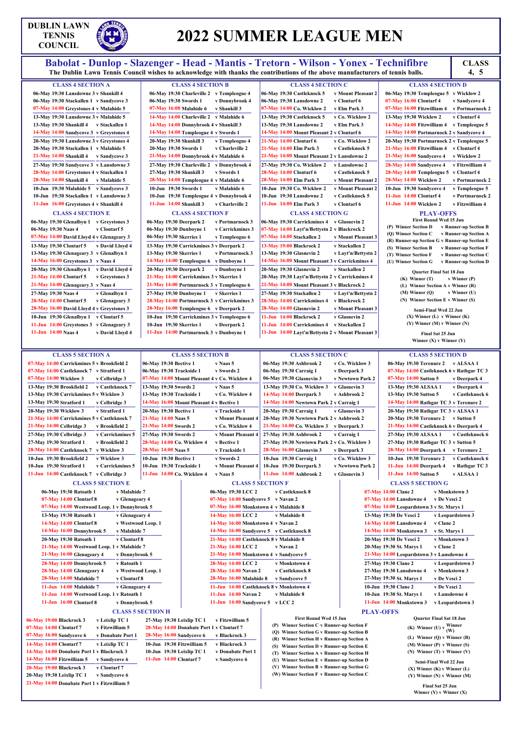# DUBLIN LAWN TENNIS COUNCIL

# 2022 SUMMER LEAGUE MEN

**Babolat - Dunlop - Slazenger - Head - Mantis - Tretorn - Wilson - Yonex - Technifibre**

The Dublin Lawn Tennis Council wishes to acknowledge with thanks the contributions of the above manufacturers of tennis balls.

**CLASS 4, 5**

## CLASS 4 SECTION A

- 06-May 19:30 Lansdowne 3 v Shankill 4
- 06-May 19:30 Stackallen 1 v Sandycove 3
- 07-May 14:00 Greystones 4 v Malahide 5
- 13-May 19:30 Lansdowne 3 v Malahide 5
- 13-May 19:30 Shankill 4 v Stackallen 1
- 14-May 14:00 Sandycove 3 v Greystones 4
- 20-May 19:30 Lansdowne 3 v Greystones 4
- 20-May 19:30 Stackallen 1 v Malahide 5
- 21-May 14:00 Shankill 4 v Sandycove 3
- 27-May 19:30 Sandycove 3 v Lansdowne 3
- 28-May 14:00 Greystones 4 v Stackallen 1
- 28-May 14:00 Shankill 4 v Malahide 5
- 10-Jun 19:30 Malahide 5 v Sandycove 3
- 10-Jun 19:30 Stackallen 1 v Lansdowne 3
- 11-Jun 16:00 Greystones 4 v Shankill 4

## CLASS 4 SECTION B

- 06-May 19:30 Charleville 2 v Templeogue 4
- 06-May 19:30 Swords 1 v Donnybrook 4
- 07-May 16:00 Malahide 6 v Shankill 3
- 14-May 14:00 Charleville 2 v Malahide 6
- 14-May 14:00 Donnybrook 4 v Shankill 3
- 14-May 14:00 Templeogue 4 v Swords 1
- 20-May 19:30 Shankill 3 v Templeogue 4
- 20-May 19:30 Swords 1 v Charleville 2
- 21-May 14:00 Donnybrook 4 v Malahide 6
- 27-May 19:30 Charleville 2 v Donnybrook 4
- 27-May 19:30 Shankill 3 v Swords 1
- 28-May 14:00 Templeogue 4 v Malahide 6
- 10-Jun 19:30 Swords 1 v Malahide 6
- 10-Jun 19:30 Templeogue 4 v Donnybrook 4
- 11-Jun 14:00 Shankill 3 v Charleville 2

## CLASS 4 SECTION C

- 06-May 19:30 Castleknock 5 v Mount Pleasant 2
- 06-May 19:30 Lansdowne 2 v Clontarf 6
- 07-May 14:00 Co. Wicklow 2 v Elm Park 3
- 13-May 19:30 Castleknock 5 v Co. Wicklow 2
- 13-May 19:30 Lansdowne 2 v Elm Park 3
- 14-May 14:00 Mount Pleasant 2 v Clontarf 6
- 21-May 14:00 Clontarf 6 v Co. Wicklow 2
- 21-May 14:00 Elm Park 3 v Castleknock 5
- 21-May 14:00 Mount Pleasant 2 v Lansdowne 2
- 27-May 19:30 Co. Wicklow 2 v Lansdowne 2
- 28-May 14:00 Clontarf 6 v Castleknock 5
- 28-May 14:00 Elm Park 3 v Mount Pleasant 2
- 10-Jun 19:30 Co. Wicklow 2 v Mount Pleasant 2
- 10-Jun 19:30 Lansdowne 2 v Castleknock 5
- 11-Jun 14:00 Elm Park 3 v Clontarf 6

## CLASS 4 SECTION D

- 06-May 19:30 Templeogue 5 v Wicklow 2
- 07-May 16:00 Clontarf 4 v Sandycove 4
- 07-May 16:00 Fitzwilliam 4 v Portmarnock 2
- 13-May 19:30 Wicklow 2 v Clontarf 4
- 14-May 14:00 Fitzwilliam 4 v Templeogue 5
- 14-May 14:00 Portmarnock 2 v Sandycove 4
- 20-May 19:30 Portmarnock 2 v Templeogue 5
- 21-May 16:00 Fitzwilliam 4 v Clontarf 4
- 21-May 16:00 Sandycove 4 v Wicklow 2
- 28-May 14:00 Sandycove 4 v Fitzwilliam 4
- 28-May 14:00 Templeogue 5 v Clontarf 4
- 28-May 14:00 Wicklow 2 v Portmarnock 2
- 10-Jun 19:30 Sandycove 4 v Templeogue 5
- 11-Jun 14:00 Clontarf 4 v Portmarnock 2
- 11-Jun 14:00 Wicklow 2 v Fitzwilliam 4

## CLASS 4 SECTION E

- 06-May 19:30 Glenalbyn 1 v Greystones 3
- 06-May 19:30 Naas 4 v Clontarf 5
- 07-May 14:00 David Lloyd 4 v Glenageary 3
- 13-May 19:30 Clontarf 5 v David Lloyd 4
- 13-May 19:30 Glenageary 3 v Glenalbyn 1
- 14-May 16:00 Greystones 3 v Naas 4
- 20-May 19:30 Glenalbyn 1 v David Lloyd 4
- 21-May 14:00 Clontarf 5 v Greystones 3
- 21-May 14:00 Glenageary 3 v Naas 4
- 27-May 19:30 Naas 4 v Glenalbyn 1
- 28-May 14:00 Clontarf 5 v Glenageary 3
- 28-May 16:00 David Lloyd 4 v Greystones 3
- 10-Jun 19:30 Glenalbyn 1 v Clontarf 5
- 11-Jun 14:00 Greystones 3 v Glenageary 3
- 11-Jun 14:00 Naas 4 v David Lloyd 4

## CLASS 4 SECTION F

- 06-May 19:30 Deerpark 2 v Portmarnock 3
- 06-May 19:30 Dunboyne 1 v Carrickmines 3
- 06-May 19:30 Skerries 1 v Templeogue 6
- 13-May 19:30 Carrickmines 3 v Deerpark 2
- 13-May 19:30 Skerries 1 v Portmarnock 3
- 14-May 14:00 Templeogue 6 v Dunboyne 1
- 20-May 19:30 Deerpark 2 v Dunboyne 1
- 21-May 14:00 Carrickmines 3 v Skerries 1
- 21-May 14:00 Portmarnock 3 v Templeogue 6
- 27-May 19:30 Dunboyne 1 v Skerries 1
- 28-May 14:00 Portmarnock 3 v Carrickmines 3
- 28-May 16:00 Templeogue 6 v Deerpark 2
- 10-Jun 19:30 Carrickmines 3 v Templeogue 6
- 10-Jun 19:30 Skerries 1 v Deerpark 2
- 11-Jun 14:00 Portmarnock 3 v Dunboyne 1

## CLASS 4 SECTION G

- 06-May 19:30 Carrickmines 4 v Glasnevin 2
- 07-May 14:00 Layt'n/Bettystn 2 v Blackrock 2
- 07-May 14:00 Stackallen 2 v Mount Pleasant 3
- 13-May 19:00 Blackrock 2 v Stackallen 2
- 13-May 19:30 Glasnevin 2 v Layt'n/Bettystn 2
- 14-May 16:00 Mount Pleasant 3 v Carrickmines 4
- 20-May 19:30 Glasnevin 2 v Stackallen 2
- 20-May 19:30 Layt'n/Bettystn 2 v Carrickmines 4
- 21-May 14:00 Mount Pleasant 3 v Blackrock 2
- 27-May 19:30 Stackallen 2 v Layt'n/Bettystn 2
- 28-May 14:00 Carrickmines 4 v Blackrock 2
- 28-May 14:00 Glasnevin 2 v Mount Pleasant 3
- 11-Jun 14:00 Blackrock 2 v Glasnevin 2
- 11-Jun 14:00 Carrickmines 4 v Stackallen 2
- 11-Jun 14:00 Layt'n/Bettystn 2 v Mount Pleasant 3

## PLAY-OFFS

**First Round Wed 15 Jun**

- (P) Winner Section D v Runner-up Section B
- (Q) Winner Section C v Runner-up Section A
- (R) Runner-up Section G v Runner-up Section E
- (S) Winner Section B v Runner-up Section F
- (T) Winner Section F v Runner-up Section C
- (U) Winner Section G v Runner-up Section D

**Quarter Final Sat 18 Jun**

- (K) Winner (T) v Winner (P)
- (L) Winner Section A v Winner (R)
- (M) Winner (Q) v Winner (U)
- (N) Winner Section E v Winner (S)

**Semi-Final Wed 22 Jun**

- (X) Winner (L) v Winner (K)
- (Y) Winner (M) v Winner (N)

**Final Sat 25 Jun**

Winner (X) v Winner (Y)

## CLASS 5 SECTION A

- 07-May 14:00 Carrickmines 5 v Brookfield 2
- 07-May 14:00 Castleknock 7 v Stratford 1
- 07-May 14:00 Wicklow 3 v Celbridge 3
- 13-May 19:30 Brookfield 2 v Castleknock 7
- 13-May 19:30 Carrickmines 5 v Wicklow 3
- 13-May 19:30 Stratford 1 v Celbridge 3
- 20-May 19:30 Wicklow 3 v Stratford 1
- 21-May 14:00 Carrickmines 5 v Castleknock 7
- 21-May 14:00 Celbridge 3 v Brookfield 2
- 27-May 19:30 Celbridge 3 v Carrickmines 5
- 27-May 19:30 Stratford 1 v Brookfield 2
- 28-May 14:00 Castleknock 7 v Wicklow 3
- 10-Jun 19:30 Brookfield 2 v Wicklow 3
- 10-Jun 19:30 Stratford 1 v Carrickmines 5
- 11-Jun 14:00 Castleknock 7 v Celbridge 3

## CLASS 5 SECTION B

- 06-May 19:30 Bective 1 v Naas 5
- 06-May 19:30 Trackside 1 v Swords 2
- 07-May 14:00 Mount Pleasant 4 v Co. Wicklow 4
- 13-May 19:30 Swords 2 v Naas 5
- 13-May 19:30 Trackside 1 v Co. Wicklow 4
- 14-May 16:00 Mount Pleasant 4 v Bective 1
- 20-May 19:30 Bective 1 v Trackside 1
- 21-May 14:00 Naas 5 v Mount Pleasant 4
- 21-May 14:00 Swords 2 v Co. Wicklow 4
- 27-May 19:30 Swords 2 v Mount Pleasant 4
- 28-May 14:00 Co. Wicklow 4 v Bective 1
- 28-May 14:00 Naas 5 v Trackside 1
- 10-Jun 19:30 Bective 1 v Swords 2
- 10-Jun 19:30 Trackside 1 v Mount Pleasant 4
- 11-Jun 14:00 Co. Wicklow 4 v Naas 5

## CLASS 5 SECTION C

- 06-May 19:30 Ashbrook 2 v Co. Wicklow 3
- 06-May 19:30 Carraig 1 v Deerpark 3
- 06-May 19:30 Glasnevin 3 v Newtown Park 2
- 13-May 19:30 Co. Wicklow 3 v Glasnevin 3
- 14-May 14:00 Deerpark 3 v Ashbrook 2
- 14-May 14:00 Newtown Park 2 v Carraig 1
- 20-May 19:30 Carraig 1 v Glasnevin 3
- 20-May 19:30 Newtown Park 2 v Ashbrook 2
- 21-May 14:00 Co. Wicklow 3 v Deerpark 3
- 27-May 19:30 Ashbrook 2 v Carraig 1
- 27-May 19:30 Newtown Park 2 v Co. Wicklow 3
- 28-May 16:00 Glasnevin 3 v Deerpark 3
- 10-Jun 19:30 Carraig 1 v Co. Wicklow 3
- 10-Jun 19:30 Deerpark 3 v Newtown Park 2
- 11-Jun 14:00 Ashbrook 2 v Glasnevin 3

## CLASS 5 SECTION D

- 06-May 19:30 Terenure 2 v ALSAA 1
- 07-May 14:00 Castleknock 6 v Rathgar TC 3
- 07-May 14:00 Sutton 5 v Deerpark 4
- 13-May 19:30 ALSAA 1 v Deerpark 4
- 13-May 19:30 Sutton 5 v Castleknock 6
- 14-May 14:00 Rathgar TC 3 v Terenure 2
- 20-May 19:30 Rathgar TC 3 v ALSAA 1
- 20-May 19:30 Terenure 2 v Sutton 5
- 21-May 14:00 Castleknock 6 v Deerpark 4
- 27-May 19:30 ALSAA 1 v Castleknock 6
- 27-May 19:30 Rathgar TC 3 v Sutton 5
- 28-May 14:00 Deerpark 4 v Terenure 2
- 10-Jun 19:30 Terenure 2 v Castleknock 6
- 11-Jun 14:00 Deerpark 4 v Rathgar TC 3
- 11-Jun 14:00 Sutton 5 v ALSAA 1

## CLASS 5 SECTION E

- 06-May 19:30 Ratoath 1 v Malahide 7
- 07-May 14:00 Clontarf 8 v Glenageary 4
- 07-May 14:00 Westwood Leop. 1 v Donnybrook 5
- 13-May 19:30 Ratoath 1 v Glenageary 4
- 14-May 14:00 Clontarf 8 v Westwood Leop. 1
- 14-May 16:00 Donnybrook 5 v Malahide 7
- 20-May 19:30 Ratoath 1 v Clontarf 8
- 21-May 14:00 Westwood Leop. 1 v Malahide 7
- 21-May 16:00 Glenageary 4 v Donnybrook 5
- 28-May 14:00 Donnybrook 5 v Ratoath 1
- 28-May 14:00 Glenageary 4 v Westwood Leop. 1
- 28-May 14:00 Malahide 7 v Clontarf 8
- 11-Jun 14:00 Malahide 7 v Glenageary 4
- 11-Jun 14:00 Westwood Leop. 1 v Ratoath 1
- 11-Jun 16:00 Clontarf 8 v Donnybrook 5

## CLASS 5 SECTION F

- 06-May 19:30 LCC 2 v Castleknock 8
- 07-May 14:00 Sandycove 5 v Navan 2
- 07-May 16:00 Monkstown 4 v Malahide 8
- 14-May 16:00 LCC 2 v Malahide 8
- 14-May 16:00 Monkstown 4 v Navan 2
- 14-May 16:00 Sandycove 5 v Castleknock 8
- 21-May 14:00 Castleknock 8 v Malahide 8
- 21-May 14:00 LCC 2 v Navan 2
- 21-May 14:00 Monkstown 4 v Sandycove 5
- 28-May 14:00 LCC 2 v Monkstown 4
- 28-May 14:00 Navan 2 v Castleknock 8
- 28-May 16:00 Malahide 8 v Sandycove 5
- 11-Jun 14:00 Castleknock 8 v Monkstown 4
- 11-Jun 14:00 Navan 2 v Malahide 8
- 11-Jun 14:00 Sandycove 5 v LCC 2

## CLASS 5 SECTION G

- 07-May 14:00 Clane 2 v Monkstown 3
- 07-May 14:00 Lansdowne 4 v De Vesci 2
- 07-May 14:00 Leopardstown 3 v St. Marys 1
- 13-May 19:30 De Vesci 2 v Leopardstown 3
- 14-May 14:00 Lansdowne 4 v Clane 2
- 14-May 14:00 Monkstown 3 v St. Marys 1
- 20-May 19:30 De Vesci 2 v Monkstown 3
- 20-May 19:30 St. Marys 1 v Clane 2
- 21-May 14:00 Leopardstown 3 v Lansdowne 4
- 27-May 19:30 Clane 2 v Leopardstown 3
- 27-May 19:30 Lansdowne 4 v Monkstown 3
- 27-May 19:30 St. Marys 1 v De Vesci 2
- 10-Jun 19:30 Clane 2 v De Vesci 2
- 10-Jun 19:30 St. Marys 1 v Lansdowne 4
- 11-Jun 14:00 Monkstown 3 v Leopardstown 3

## CLASS 5 SECTION H

- 06-May 19:00 Blackrock 3 v Leixlip TC 1
- 07-May 14:00 Clontarf 7 v Fitzwilliam 5
- 07-May 16:00 Sandycove 6 v Donabate Port 1
- 14-May 14:00 Clontarf 7 v Leixlip TC 1
- 14-May 14:00 Donabate Port 1 v Blackrock 3
- 14-May 16:00 Fitzwilliam 5 v Sandycove 6
- 20-May 19:00 Blackrock 3 v Clontarf 7
- 20-May 19:30 Leixlip TC 1 v Sandycove 6
- 21-May 14:00 Donabate Port 1 v Fitzwilliam 5
- 27-May 19:30 Leixlip TC 1 v Fitzwilliam 5
- 28-May 14:00 Donabate Port 1 v Clontarf 7
- 28-May 16:00 Sandycove 6 v Blackrock 3
- 10-Jun 19:30 Fitzwilliam 5 v Blackrock 3
- 10-Jun 19:30 Leixlip TC 1 v Donabate Port 1
- 11-Jun 14:00 Clontarf 7 v Sandycove 6

## PLAY-OFFS

**First Round Wed 15 Jun**

- (P) Winner Section C v Runner-up Section F
- (Q) Winner Section G v Runner-up Section B
- (R) Winner Section H v Runner-up Section A
- (S) Winner Section D v Runner-up Section E
- (T) Winner Section A v Runner-up Section H
- (U) Winner Section E v Runner-up Section D
- (V) Winner Section B v Runner-up Section G
- (W) Winner Section F v Runner-up Section C

**Quarter Final Sat 18 Jun**

- (K) Winner (U) v Winner (W)
- (L) Winner (Q) v Winner (R)
- (M) Winner (P) v Winner (S)
- (N) Winner (T) v Winner (V)

**Semi-Final Wed 22 Jun**

- (X) Winner (K) v Winner (L)
- (Y) Winner (N) v Winner (M)

**Final Sat 25 Jun**

Winner (Y) v Winner (X)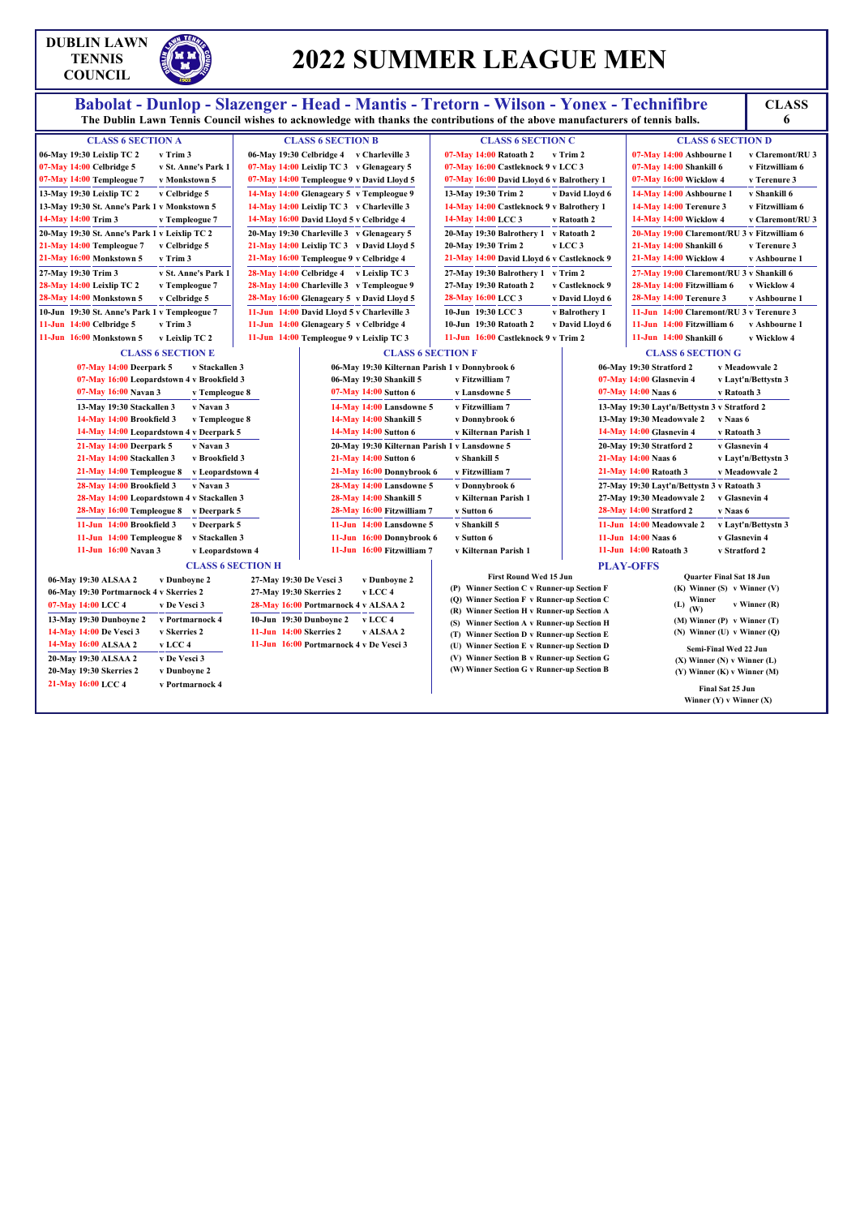DUBLIN LAWN TENNIS COUNCIL

# 2022 SUMMER LEAGUE MEN

**Babolat - Dunlop - Slazenger - Head - Mantis - Tretorn - Wilson - Yonex - Technifibre**

**The Dublin Lawn Tennis Council wishes to acknowledge with thanks the contributions of the above manufacturers of tennis balls.**

**CLASS 6**

### CLASS 6 SECTION A

| Fixture | |
|---|---|
| 06-May 19:30 Leixlip TC 2 | v Trim 3 |
| 07-May 14:00 Celbridge 5 | v St. Anne's Park 1 |
| 07-May 14:00 Templeogue 7 | v Monkstown 5 |
| 13-May 19:30 Leixlip TC 2 | v Celbridge 5 |
| 13-May 19:30 St. Anne's Park 1 | v Monkstown 5 |
| 14-May 14:00 Trim 3 | v Templeogue 7 |
| 20-May 19:30 St. Anne's Park 1 | v Leixlip TC 2 |
| 21-May 14:00 Templeogue 7 | v Celbridge 5 |
| 21-May 16:00 Monkstown 5 | v Trim 3 |
| 27-May 19:30 Trim 3 | v St. Anne's Park 1 |
| 28-May 14:00 Leixlip TC 2 | v Templeogue 7 |
| 28-May 14:00 Monkstown 5 | v Celbridge 5 |
| 10-Jun 19:30 St. Anne's Park 1 | v Templeogue 7 |
| 11-Jun 14:00 Celbridge 5 | v Trim 3 |
| 11-Jun 16:00 Monkstown 5 | v Leixlip TC 2 |

### CLASS 6 SECTION B

| Fixture | |
|---|---|
| 06-May 19:30 Celbridge 4 | v Charleville 3 |
| 07-May 14:00 Leixlip TC 3 | v Glenageary 5 |
| 07-May 14:00 Templeogue 9 | v David Lloyd 5 |
| 14-May 14:00 Glenageary 5 | v Templeogue 9 |
| 14-May 14:00 Leixlip TC 3 | v Charleville 3 |
| 14-May 16:00 David Lloyd 5 | v Celbridge 4 |
| 20-May 19:30 Charleville 3 | v Glenageary 5 |
| 21-May 14:00 Leixlip TC 3 | v David Lloyd 5 |
| 21-May 16:00 Templeogue 9 | v Celbridge 4 |
| 28-May 14:00 Celbridge 4 | v Leixlip TC 3 |
| 28-May 14:00 Charleville 3 | v Templeogue 9 |
| 28-May 16:00 Glenageary 5 | v David Lloyd 5 |
| 11-Jun 14:00 David Lloyd 5 | v Charleville 3 |
| 11-Jun 14:00 Glenageary 5 | v Celbridge 4 |
| 11-Jun 14:00 Templeogue 9 | v Leixlip TC 3 |

### CLASS 6 SECTION C

| Fixture | |
|---|---|
| 07-May 14:00 Ratoath 2 | v Trim 2 |
| 07-May 16:00 Castleknock 9 | v LCC 3 |
| 07-May 16:00 David Lloyd 6 | v Balrothery 1 |
| 13-May 19:30 Trim 2 | v David Lloyd 6 |
| 14-May 14:00 Castleknock 9 | v Balrothery 1 |
| 14-May 14:00 LCC 3 | v Ratoath 2 |
| 20-May 19:30 Balrothery 1 | v Ratoath 2 |
| 20-May 19:30 Trim 2 | v LCC 3 |
| 21-May 14:00 David Lloyd 6 | v Castleknock 9 |
| 27-May 19:30 Balrothery 1 | v Trim 2 |
| 27-May 19:30 Ratoath 2 | v Castleknock 9 |
| 28-May 16:00 LCC 3 | v David Lloyd 6 |
| 10-Jun 19:30 LCC 3 | v Balrothery 1 |
| 10-Jun 19:30 Ratoath 2 | v David Lloyd 6 |
| 11-Jun 16:00 Castleknock 9 | v Trim 2 |

### CLASS 6 SECTION D

| Fixture | |
|---|---|
| 07-May 14:00 Ashbourne 1 | v Claremont/RU 3 |
| 07-May 14:00 Shankill 6 | v Fitzwilliam 6 |
| 07-May 16:00 Wicklow 4 | v Terenure 3 |
| 14-May 14:00 Ashbourne 1 | v Shankill 6 |
| 14-May 14:00 Terenure 3 | v Fitzwilliam 6 |
| 14-May 14:00 Wicklow 4 | v Claremont/RU 3 |
| 20-May 19:00 Claremont/RU 3 | v Fitzwilliam 6 |
| 21-May 14:00 Shankill 6 | v Terenure 3 |
| 21-May 14:00 Wicklow 4 | v Ashbourne 1 |
| 27-May 19:00 Claremont/RU 3 | v Shankill 6 |
| 28-May 14:00 Fitzwilliam 6 | v Wicklow 4 |
| 28-May 14:00 Terenure 3 | v Ashbourne 1 |
| 11-Jun 14:00 Claremont/RU 3 | v Terenure 3 |
| 11-Jun 14:00 Fitzwilliam 6 | v Ashbourne 1 |
| 11-Jun 14:00 Shankill 6 | v Wicklow 4 |

### CLASS 6 SECTION E

| Fixture | |
|---|---|
| 07-May 14:00 Deerpark 5 | v Stackallen 3 |
| 07-May 16:00 Leopardstown 4 | v Brookfield 3 |
| 07-May 16:00 Navan 3 | v Templeogue 8 |
| 13-May 19:30 Stackallen 3 | v Navan 3 |
| 14-May 14:00 Brookfield 3 | v Templeogue 8 |
| 14-May 14:00 Leopardstown 4 | v Deerpark 5 |
| 21-May 14:00 Deerpark 5 | v Navan 3 |
| 21-May 14:00 Stackallen 3 | v Brookfield 3 |
| 21-May 14:00 Templeogue 8 | v Leopardstown 4 |
| 28-May 14:00 Brookfield 3 | v Navan 3 |
| 28-May 14:00 Leopardstown 4 | v Stackallen 3 |
| 28-May 16:00 Templeogue 8 | v Deerpark 5 |
| 11-Jun 14:00 Brookfield 3 | v Deerpark 5 |
| 11-Jun 14:00 Templeogue 8 | v Stackallen 3 |
| 11-Jun 16:00 Navan 3 | v Leopardstown 4 |

### CLASS 6 SECTION F

| Fixture | |
|---|---|
| 06-May 19:30 Kilternan Parish 1 | v Donnybrook 6 |
| 06-May 19:30 Shankill 5 | v Fitzwilliam 7 |
| 07-May 14:00 Sutton 6 | v Lansdowne 5 |
| 14-May 14:00 Lansdowne 5 | v Fitzwilliam 7 |
| 14-May 14:00 Shankill 5 | v Donnybrook 6 |
| 14-May 14:00 Sutton 6 | v Kilternan Parish 1 |
| 20-May 19:30 Kilternan Parish 1 | v Lansdowne 5 |
| 21-May 14:00 Sutton 6 | v Shankill 5 |
| 21-May 16:00 Donnybrook 6 | v Fitzwilliam 7 |
| 28-May 14:00 Lansdowne 5 | v Donnybrook 6 |
| 28-May 14:00 Shankill 5 | v Kilternan Parish 1 |
| 28-May 16:00 Fitzwilliam 7 | v Sutton 6 |
| 11-Jun 14:00 Lansdowne 5 | v Shankill 5 |
| 11-Jun 16:00 Donnybrook 6 | v Sutton 6 |
| 11-Jun 16:00 Fitzwilliam 7 | v Kilternan Parish 1 |

### CLASS 6 SECTION G

| Fixture | |
|---|---|
| 06-May 19:30 Stratford 2 | v Meadowvale 2 |
| 07-May 14:00 Glasnevin 4 | v Layt'n/Bettystn 3 |
| 07-May 14:00 Naas 6 | v Ratoath 3 |
| 13-May 19:30 Layt'n/Bettystn 3 | v Stratford 2 |
| 13-May 19:30 Meadowvale 2 | v Naas 6 |
| 14-May 14:00 Glasnevin 4 | v Ratoath 3 |
| 20-May 19:30 Stratford 2 | v Glasnevin 4 |
| 21-May 14:00 Naas 6 | v Layt'n/Bettystn 3 |
| 21-May 14:00 Ratoath 3 | v Meadowvale 2 |
| 27-May 19:30 Layt'n/Bettystn 3 | v Ratoath 3 |
| 27-May 19:30 Meadowvale 2 | v Glasnevin 4 |
| 28-May 14:00 Stratford 2 | v Naas 6 |
| 11-Jun 14:00 Meadowvale 2 | v Layt'n/Bettystn 3 |
| 11-Jun 14:00 Naas 6 | v Glasnevin 4 |
| 11-Jun 14:00 Ratoath 3 | v Stratford 2 |

### CLASS 6 SECTION H

| Fixture | |
|---|---|
| 06-May 19:30 ALSAA 2 | v Dunboyne 2 |
| 06-May 19:30 Portmarnock 4 | v Skerries 2 |
| 07-May 14:00 LCC 4 | v De Vesci 3 |
| 13-May 19:30 Dunboyne 2 | v Portmarnock 4 |
| 14-May 14:00 De Vesci 3 | v Skerries 2 |
| 14-May 16:00 ALSAA 2 | v LCC 4 |
| 20-May 19:30 ALSAA 2 | v De Vesci 3 |
| 20-May 19:30 Skerries 2 | v Dunboyne 2 |
| 21-May 16:00 LCC 4 | v Portmarnock 4 |
| 27-May 19:30 De Vesci 3 | v Dunboyne 2 |
| 27-May 19:30 Skerries 2 | v LCC 4 |
| 28-May 16:00 Portmarnock 4 | v ALSAA 2 |
| 10-Jun 19:30 Dunboyne 2 | v LCC 4 |
| 11-Jun 14:00 Skerries 2 | v ALSAA 2 |
| 11-Jun 16:00 Portmarnock 4 | v De Vesci 3 |

### PLAY-OFFS

**First Round Wed 15 Jun**

- (P) Winner Section C v Runner-up Section F
- (Q) Winner Section F v Runner-up Section C
- (R) Winner Section H v Runner-up Section A
- (S) Winner Section A v Runner-up Section H
- (T) Winner Section D v Runner-up Section E
- (U) Winner Section E v Runner-up Section D
- (V) Winner Section B v Runner-up Section G
- (W) Winner Section G v Runner-up Section B

**Quarter Final Sat 18 Jun**

- (K) Winner (S) v Winner (V)
- (L) Winner (W) v Winner (R)
- (M) Winner (P) v Winner (T)
- (N) Winner (U) v Winner (Q)

**Semi-Final Wed 22 Jun**

- (X) Winner (N) v Winner (L)
- (Y) Winner (K) v Winner (M)

**Final Sat 25 Jun**

Winner (Y) v Winner (X)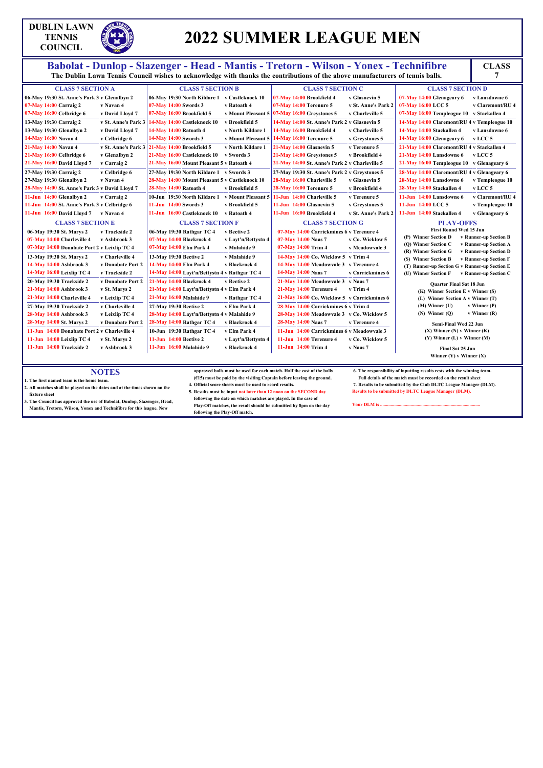DUBLIN LAWN TENNIS COUNCIL

# 2022 SUMMER LEAGUE MEN

## Babolat - Dunlop - Slazenger - Head - Mantis - Tretorn - Wilson - Yonex - Technifibre

**CLASS 7**

The Dublin Lawn Tennis Council wishes to acknowledge with thanks the contributions of the above manufacturers of tennis balls.

### CLASS 7 SECTION A

| | |
|---|---|
| 06-May 19:30 St. Anne's Park 3 | v Glenalbyn 2 |
| 07-May 14:00 Carraig 2 | v Navan 4 |
| 07-May 16:00 Celbridge 6 | v David Lloyd 7 |
| 13-May 19:30 Carraig 2 | v St. Anne's Park 3 |
| 13-May 19:30 Glenalbyn 2 | v David Lloyd 7 |
| 14-May 16:00 Navan 4 | v Celbridge 6 |
| 21-May 14:00 Navan 4 | v St. Anne's Park 3 |
| 21-May 16:00 Celbridge 6 | v Glenalbyn 2 |
| 21-May 16:00 David Lloyd 7 | v Carraig 2 |
| 27-May 19:30 Carraig 2 | v Celbridge 6 |
| 27-May 19:30 Glenalbyn 2 | v Navan 4 |
| 28-May 14:00 St. Anne's Park 3 | v David Lloyd 7 |
| 11-Jun 14:00 Glenalbyn 2 | v Carraig 2 |
| 11-Jun 14:00 St. Anne's Park 3 | v Celbridge 6 |
| 11-Jun 16:00 David Lloyd 7 | v Navan 4 |

### CLASS 7 SECTION B

| | |
|---|---|
| 06-May 19:30 North Kildare 1 | v Castleknock 10 |
| 07-May 14:00 Swords 3 | v Ratoath 4 |
| 07-May 16:00 Brookfield 5 | v Mount Pleasant 5 |
| 14-May 14:00 Castleknock 10 | v Brookfield 5 |
| 14-May 14:00 Ratoath 4 | v North Kildare 1 |
| 14-May 14:00 Swords 3 | v Mount Pleasant 5 |
| 21-May 14:00 Brookfield 5 | v North Kildare 1 |
| 21-May 16:00 Castleknock 10 | v Swords 3 |
| 21-May 16:00 Mount Pleasant 5 | v Ratoath 4 |
| 27-May 19:30 North Kildare 1 | v Swords 3 |
| 28-May 14:00 Mount Pleasant 5 | v Castleknock 10 |
| 28-May 14:00 Ratoath 4 | v Brookfield 5 |
| 10-Jun 19:30 North Kildare 1 | v Mount Pleasant 5 |
| 11-Jun 14:00 Swords 3 | v Brookfield 5 |
| 11-Jun 16:00 Castleknock 10 | v Ratoath 4 |

### CLASS 7 SECTION C

| | |
|---|---|
| 07-May 14:00 Brookfield 4 | v Glasnevin 5 |
| 07-May 14:00 Terenure 5 | v St. Anne's Park 2 |
| 07-May 16:00 Greystones 5 | v Charleville 5 |
| 14-May 14:00 St. Anne's Park 2 | v Glasnevin 5 |
| 14-May 16:00 Brookfield 4 | v Charleville 5 |
| 14-May 16:00 Terenure 5 | v Greystones 5 |
| 21-May 14:00 Glasnevin 5 | v Terenure 5 |
| 21-May 14:00 Greystones 5 | v Brookfield 5 |
| 21-May 14:00 St. Anne's Park 2 | v Charleville 5 |
| 27-May 19:30 St. Anne's Park 2 | v Greystones 5 |
| 28-May 16:00 Charleville 5 | v Glasnevin 5 |
| 28-May 16:00 Terenure 5 | v Brookfield 4 |
| 11-Jun 14:00 Charleville 5 | v Terenure 5 |
| 11-Jun 14:00 Glasnevin 5 | v Greystones 5 |
| 11-Jun 16:00 Brookfield 4 | v St. Anne's Park 2 |

### CLASS 7 SECTION D

| | |
|---|---|
| 07-May 14:00 Glenageary 6 | v Lansdowne 6 |
| 07-May 16:00 LCC 5 | v Claremont/RU 4 |
| 07-May 16:00 Templeogue 10 | v Stackallen 4 |
| 14-May 14:00 Claremont/RU 4 | v Templeogue 10 |
| 14-May 14:00 Stackallen 4 | v Lansdowne 6 |
| 14-May 16:00 Glenageary 6 | v LCC 5 |
| 21-May 14:00 Claremont/RU 4 | v Stackallen 4 |
| 21-May 14:00 Lansdowne 6 | v LCC 5 |
| 21-May 16:00 Templeogue 10 | v Glenageary 6 |
| 28-May 14:00 Claremont/RU 4 | v Glenageary 6 |
| 28-May 14:00 Lansdowne 6 | v Templeogue 10 |
| 28-May 14:00 Stackallen 4 | v LCC 5 |
| 11-Jun 14:00 Lansdowne 6 | v Claremont/RU 4 |
| 11-Jun 14:00 LCC 5 | v Templeogue 10 |
| 11-Jun 14:00 Stackallen 4 | v Glenageary 6 |

### CLASS 7 SECTION E

| | |
|---|---|
| 06-May 19:30 St. Marys 2 | v Trackside 2 |
| 07-May 14:00 Charleville 4 | v Ashbrook 3 |
| 07-May 14:00 Donabate Port 2 | v Leixlip TC 4 |
| 13-May 19:30 St. Marys 2 | v Charleville 4 |
| 14-May 14:00 Ashbrook 3 | v Donabate Port 2 |
| 14-May 16:00 Leixlip TC 4 | v Trackside 2 |
| 20-May 19:30 Trackside 2 | v Donabate Port 2 |
| 21-May 14:00 Ashbrook 3 | v St. Marys 2 |
| 21-May 14:00 Charleville 4 | v Leixlip TC 4 |
| 27-May 19:30 Trackside 2 | v Charleville 4 |
| 28-May 14:00 Ashbrook 3 | v Leixlip TC 4 |
| 28-May 14:00 St. Marys 2 | v Donabate Port 2 |
| 11-Jun 14:00 Donabate Port 2 | v Charleville 4 |
| 11-Jun 14:00 Leixlip TC 4 | v St. Marys 2 |
| 11-Jun 14:00 Trackside 2 | v Ashbrook 3 |

### CLASS 7 SECTION F

| | |
|---|---|
| 06-May 19:30 Rathgar TC 4 | v Bective 2 |
| 07-May 14:00 Blackrock 4 | v Layt'n/Bettystn 4 |
| 07-May 14:00 Elm Park 4 | v Malahide 9 |
| 13-May 19:30 Bective 2 | v Malahide 9 |
| 14-May 14:00 Elm Park 4 | v Blackrock 4 |
| 14-May 14:00 Layt'n/Bettystn 4 | v Rathgar TC 4 |
| 21-May 14:00 Blackrock 4 | v Bective 2 |
| 21-May 14:00 Layt'n/Bettystn 4 | v Elm Park 4 |
| 21-May 16:00 Malahide 9 | v Rathgar TC 4 |
| 27-May 19:30 Bective 2 | v Elm Park 4 |
| 28-May 14:00 Layt'n/Bettystn 4 | v Malahide 9 |
| 28-May 14:00 Rathgar TC 4 | v Blackrock 4 |
| 10-Jun 19:30 Rathgar TC 4 | v Elm Park 4 |
| 11-Jun 14:00 Bective 2 | v Layt'n/Bettystn 4 |
| 11-Jun 16:00 Malahide 9 | v Blackrock 4 |

### CLASS 7 SECTION G

| | |
|---|---|
| 07-May 14:00 Carrickmines 6 | v Terenure 4 |
| 07-May 14:00 Naas 7 | v Co. Wicklow 5 |
| 07-May 14:00 Trim 4 | v Meadowvale 3 |
| 14-May 14:00 Co. Wicklow 5 | v Trim 4 |
| 14-May 14:00 Meadowvale 3 | v Terenure 4 |
| 14-May 14:00 Naas 7 | v Carrickmines 6 |
| 21-May 14:00 Meadowvale 3 | v Naas 7 |
| 21-May 14:00 Terenure 4 | v Trim 4 |
| 21-May 16:00 Co. Wicklow 5 | v Carrickmines 6 |
| 28-May 14:00 Carrickmines 6 | v Trim 4 |
| 28-May 14:00 Meadowvale 3 | v Co. Wicklow 5 |
| 28-May 14:00 Naas 7 | v Terenure 4 |
| 11-Jun 14:00 Carrickmines 6 | v Meadowvale 3 |
| 11-Jun 14:00 Terenure 4 | v Co. Wicklow 5 |
| 11-Jun 14:00 Trim 4 | v Naas 7 |

### PLAY-OFFS

**First Round Wed 15 Jun**

(P) Winner Section D v Runner-up Section B
(Q) Winner Section C v Runner-up Section A
(R) Winner Section G v Runner-up Section D
(S) Winner Section B v Runner-up Section F
(T) Runner-up Section G v Runner-up Section E
(U) Winner Section F v Runner-up Section C

**Quarter Final Sat 18 Jun**

(K) Winner Section E v Winner (S)
(L) Winner Section A v Winner (T)
(M) Winner (U) v Winner (P)
(N) Winner (Q) v Winner (R)

**Semi-Final Wed 22 Jun**

(X) Winner (N) v Winner (K)
(Y) Winner (L) v Winner (M)

**Final Sat 25 Jun**

Winner (Y) v Winner (X)

## NOTES

1. The first named team is the home team.
2. All matches shall be played on the dates and at the times shown on the fixture sheet
3. The Council has approved the use of Babolat, Dunlop, Slazenger, Head, Mantis, Tretorn, Wilson, Yonex and Technifibre for this league. New approved balls must be used for each match. Half the cost of the balls (€15) must be paid by the visiting Captain before leaving the ground.
4. Official score sheets must be used to reord results.
5. Results must be input not later than 12 noon on the SECOND day following the date on which matches are played. In the case of Play-Off matches, the result should be submitted by 8pm on the day following the Play-Off match.
6. The responsibility of inputting results rests with the winning team. Full details of the match must be recorded on the result sheet
7. Results to be submitted by the Club DLTC League Manager (DLM). Results to be submitted by DLTC League Manager (DLM).

Your DLM is ....................................................................................